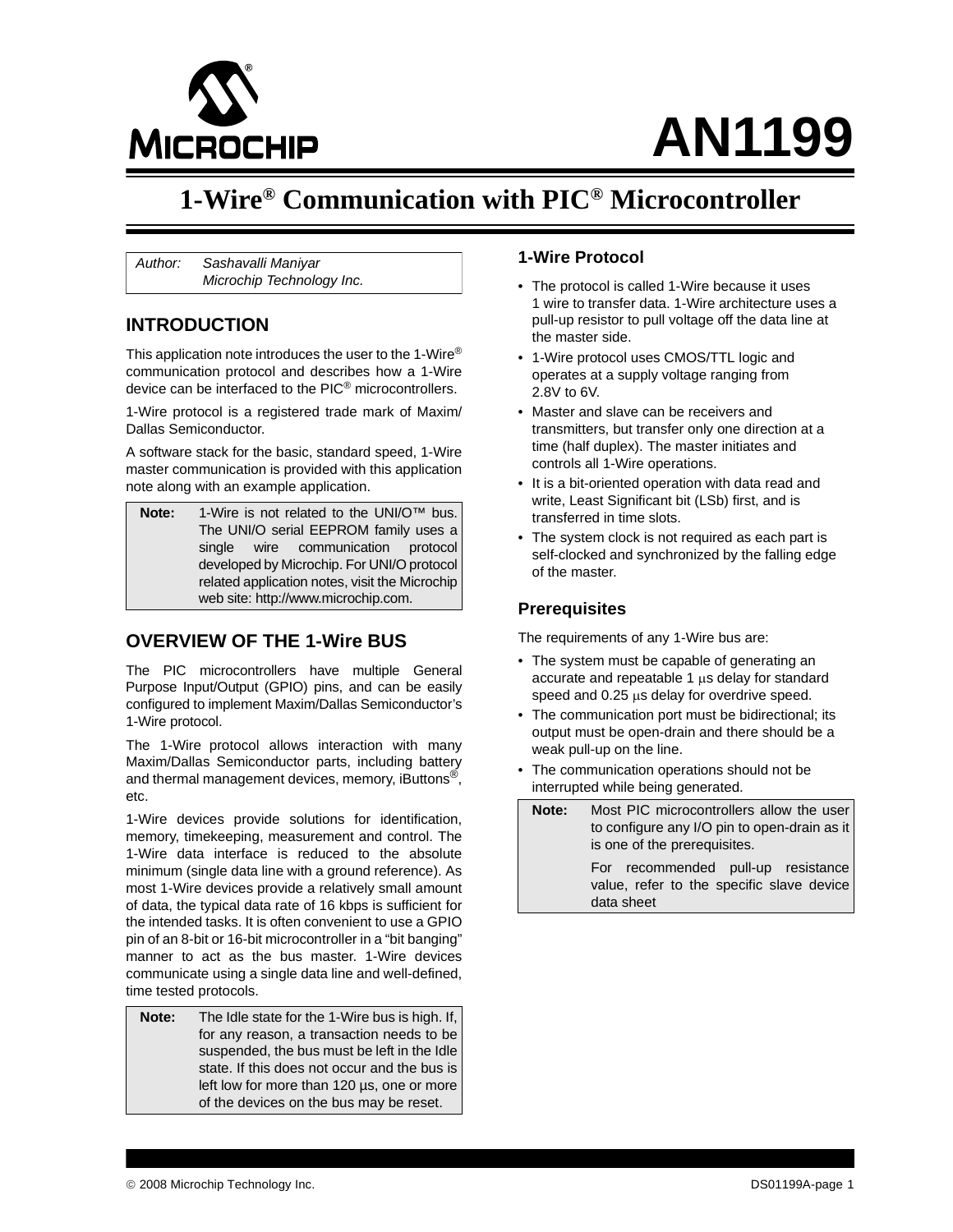# AN1199

# 1-Wire® Communication with PIC® Microcontroller

| Author: | Sashavalli Maniyar<br>Microchip Technology Inc. |
|---|---|

## INTRODUCTION

This application note introduces the user to the 1-Wire® communication protocol and describes how a 1-Wire device can be interfaced to the PIC® microcontrollers.

1-Wire protocol is a registered trade mark of Maxim/ Dallas Semiconductor.

A software stack for the basic, standard speed, 1-Wire master communication is provided with this application note along with an example application.

| **Note:** | 1-Wire is not related to the UNI/O™ bus. The UNI/O serial EEPROM family uses a single wire communication protocol developed by Microchip. For UNI/O protocol related application notes, visit the Microchip web site: http://www.microchip.com. |
|---|---|

## OVERVIEW OF THE 1-Wire BUS

The PIC microcontrollers have multiple General Purpose Input/Output (GPIO) pins, and can be easily configured to implement Maxim/Dallas Semiconductor's 1-Wire protocol.

The 1-Wire protocol allows interaction with many Maxim/Dallas Semiconductor parts, including battery and thermal management devices, memory, iButtons®, etc.

1-Wire devices provide solutions for identification, memory, timekeeping, measurement and control. The 1-Wire data interface is reduced to the absolute minimum (single data line with a ground reference). As most 1-Wire devices provide a relatively small amount of data, the typical data rate of 16 kbps is sufficient for the intended tasks. It is often convenient to use a GPIO pin of an 8-bit or 16-bit microcontroller in a "bit banging" manner to act as the bus master. 1-Wire devices communicate using a single data line and well-defined, time tested protocols.

| **Note:** | The Idle state for the 1-Wire bus is high. If, for any reason, a transaction needs to be suspended, the bus must be left in the Idle state. If this does not occur and the bus is left low for more than 120 µs, one or more of the devices on the bus may be reset. |
|---|---|

### 1-Wire Protocol

- The protocol is called 1-Wire because it uses 1 wire to transfer data. 1-Wire architecture uses a pull-up resistor to pull voltage off the data line at the master side.
- 1-Wire protocol uses CMOS/TTL logic and operates at a supply voltage ranging from 2.8V to 6V.
- Master and slave can be receivers and transmitters, but transfer only one direction at a time (half duplex). The master initiates and controls all 1-Wire operations.
- It is a bit-oriented operation with data read and write, Least Significant bit (LSb) first, and is transferred in time slots.
- The system clock is not required as each part is self-clocked and synchronized by the falling edge of the master.

### Prerequisites

The requirements of any 1-Wire bus are:

- The system must be capable of generating an accurate and repeatable 1 µs delay for standard speed and 0.25 µs delay for overdrive speed.
- The communication port must be bidirectional; its output must be open-drain and there should be a weak pull-up on the line.
- The communication operations should not be interrupted while being generated.

| **Note:** | Most PIC microcontrollers allow the user to configure any I/O pin to open-drain as it is one of the prerequisites.<br><br>For recommended pull-up resistance value, refer to the specific slave device data sheet |
|---|---|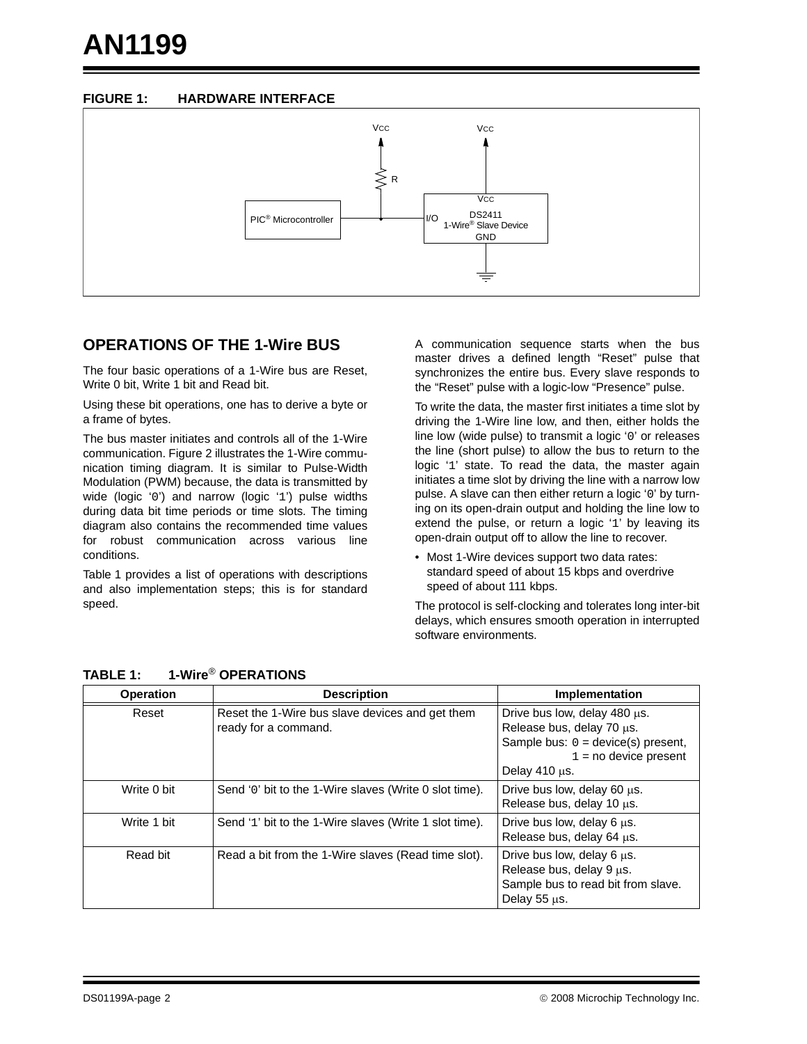**FIGURE 1: HARDWARE INTERFACE**

## OPERATIONS OF THE 1-Wire BUS

The four basic operations of a 1-Wire bus are Reset, Write 0 bit, Write 1 bit and Read bit.

Using these bit operations, one has to derive a byte or a frame of bytes.

The bus master initiates and controls all of the 1-Wire communication. Figure 2 illustrates the 1-Wire communication timing diagram. It is similar to Pulse-Width Modulation (PWM) because, the data is transmitted by wide (logic '0') and narrow (logic '1') pulse widths during data bit time periods or time slots. The timing diagram also contains the recommended time values for robust communication across various line conditions.

Table 1 provides a list of operations with descriptions and also implementation steps; this is for standard speed.

A communication sequence starts when the bus master drives a defined length "Reset" pulse that synchronizes the entire bus. Every slave responds to the "Reset" pulse with a logic-low "Presence" pulse.

To write the data, the master first initiates a time slot by driving the 1-Wire line low, and then, either holds the line low (wide pulse) to transmit a logic '0' or releases the line (short pulse) to allow the bus to return to the logic '1' state. To read the data, the master again initiates a time slot by driving the line with a narrow low pulse. A slave can then either return a logic '0' by turning on its open-drain output and holding the line low to extend the pulse, or return a logic '1' by leaving its open-drain output off to allow the line to recover.

- Most 1-Wire devices support two data rates: standard speed of about 15 kbps and overdrive speed of about 111 kbps.

The protocol is self-clocking and tolerates long inter-bit delays, which ensures smooth operation in interrupted software environments.

**TABLE 1: 1-Wire® OPERATIONS**

| Operation | Description | Implementation |
|---|---|---|
| Reset | Reset the 1-Wire bus slave devices and get them ready for a command. | Drive bus low, delay 480 μs.<br>Release bus, delay 70 μs.<br>Sample bus: 0 = device(s) present,<br>1 = no device present<br>Delay 410 μs. |
| Write 0 bit | Send '0' bit to the 1-Wire slaves (Write 0 slot time). | Drive bus low, delay 60 μs.<br>Release bus, delay 10 μs. |
| Write 1 bit | Send '1' bit to the 1-Wire slaves (Write 1 slot time). | Drive bus low, delay 6 μs.<br>Release bus, delay 64 μs. |
| Read bit | Read a bit from the 1-Wire slaves (Read time slot). | Drive bus low, delay 6 μs.<br>Release bus, delay 9 μs.<br>Sample bus to read bit from slave.<br>Delay 55 μs. |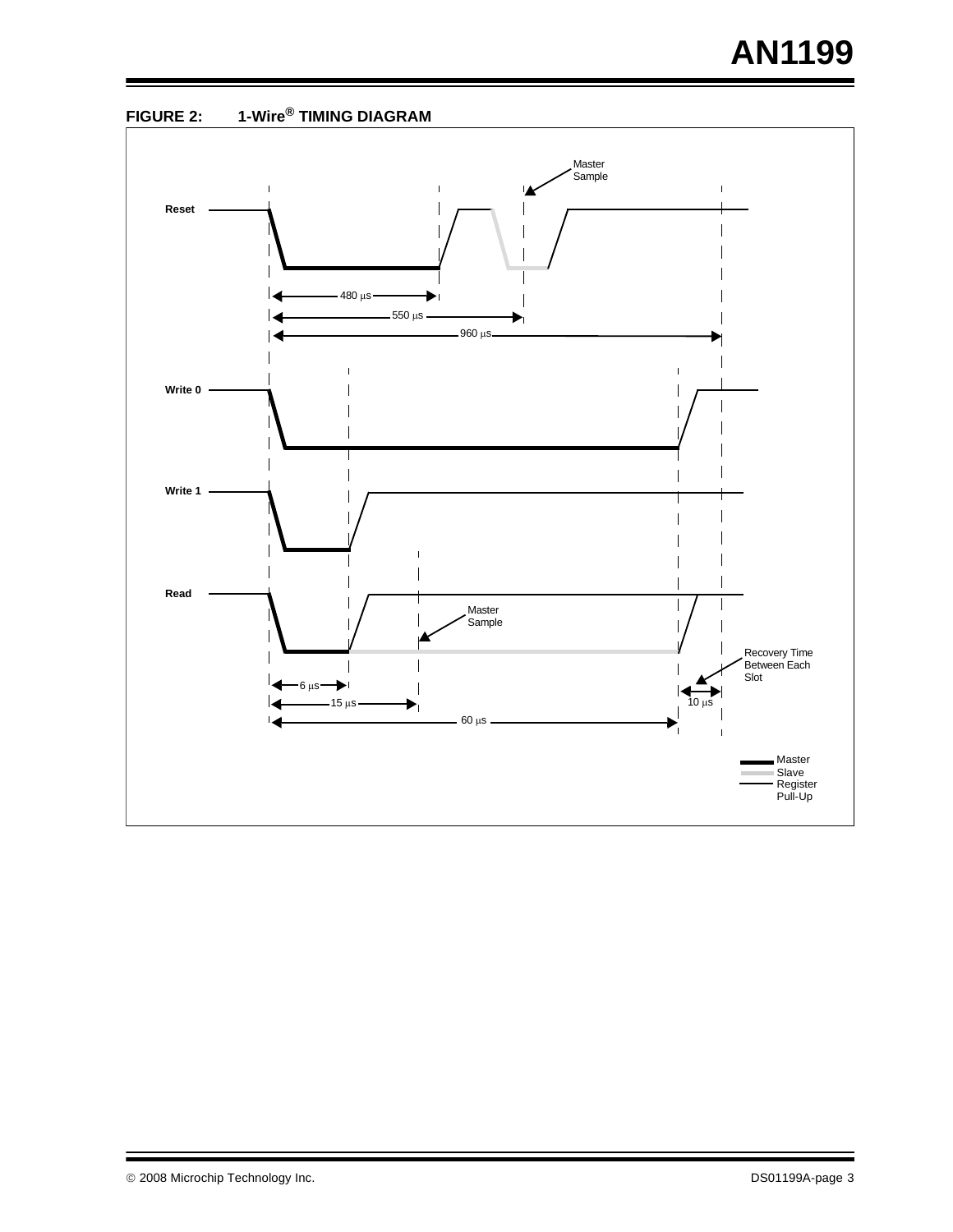**FIGURE 2: 1-Wire® TIMING DIAGRAM**

Reset

Master Sample

480 µs

550 µs

960 µs

Write 0

Write 1

Read

Master Sample

Recovery Time Between Each Slot

6 µs

15 µs

60 µs

10 µs

Master

Slave

Register Pull-Up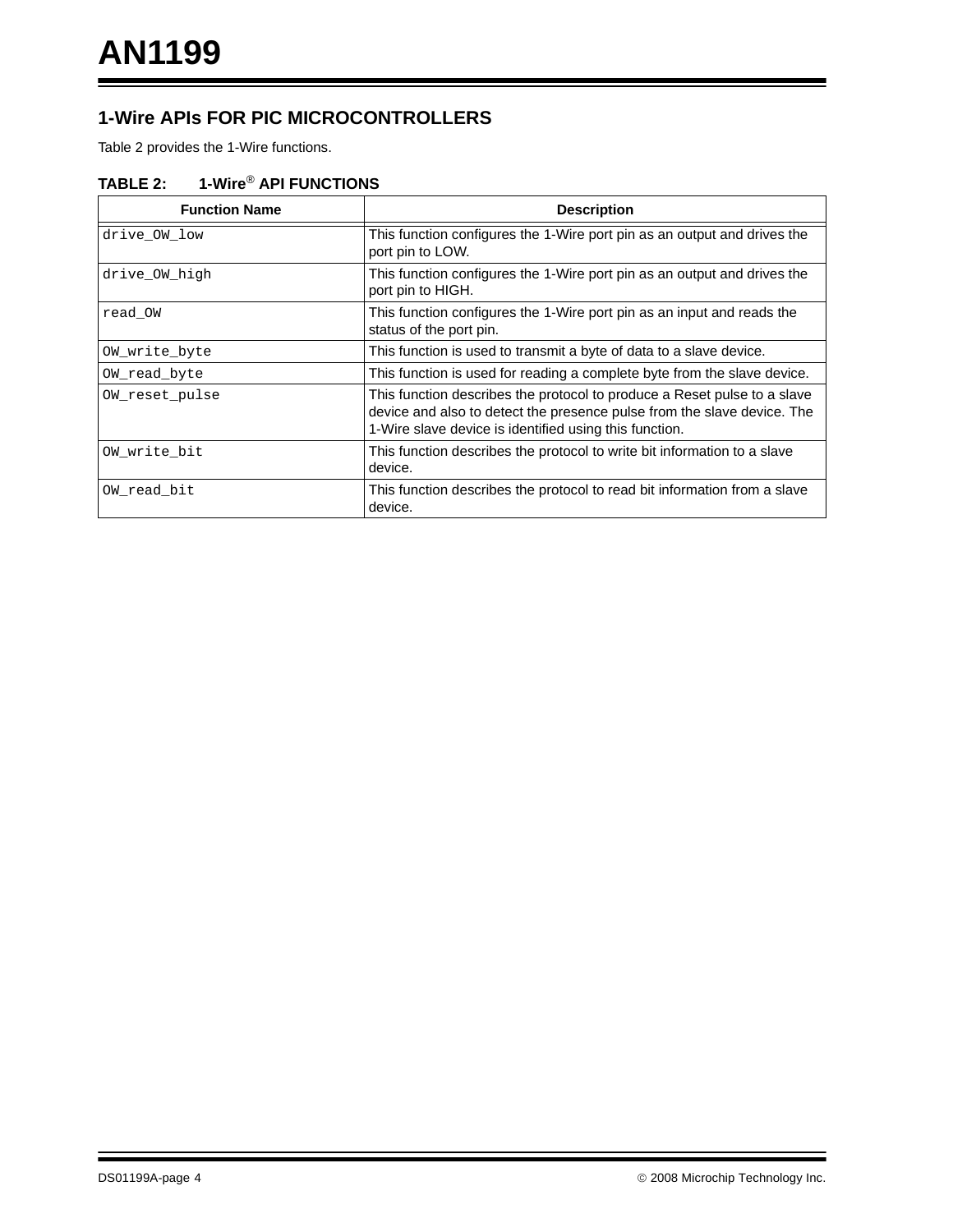## 1-Wire APIs FOR PIC MICROCONTROLLERS

Table 2 provides the 1-Wire functions.

**TABLE 2: 1-Wire® API FUNCTIONS**

| Function Name | Description |
|---|---|
| `drive_OW_low` | This function configures the 1-Wire port pin as an output and drives the port pin to LOW. |
| `drive_OW_high` | This function configures the 1-Wire port pin as an output and drives the port pin to HIGH. |
| `read_OW` | This function configures the 1-Wire port pin as an input and reads the status of the port pin. |
| `OW_write_byte` | This function is used to transmit a byte of data to a slave device. |
| `OW_read_byte` | This function is used for reading a complete byte from the slave device. |
| `OW_reset_pulse` | This function describes the protocol to produce a Reset pulse to a slave device and also to detect the presence pulse from the slave device. The 1-Wire slave device is identified using this function. |
| `OW_write_bit` | This function describes the protocol to write bit information to a slave device. |
| `OW_read_bit` | This function describes the protocol to read bit information from a slave device. |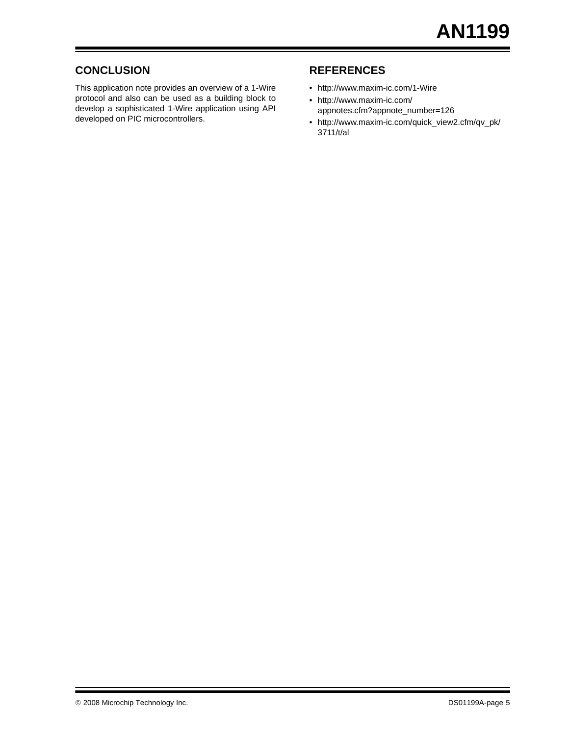## CONCLUSION

This application note provides an overview of a 1-Wire protocol and also can be used as a building block to develop a sophisticated 1-Wire application using API developed on PIC microcontrollers.

## REFERENCES

- http://www.maxim-ic.com/1-Wire
- http://www.maxim-ic.com/appnotes.cfm?appnote_number=126
- http://www.maxim-ic.com/quick_view2.cfm/qv_pk/3711/t/al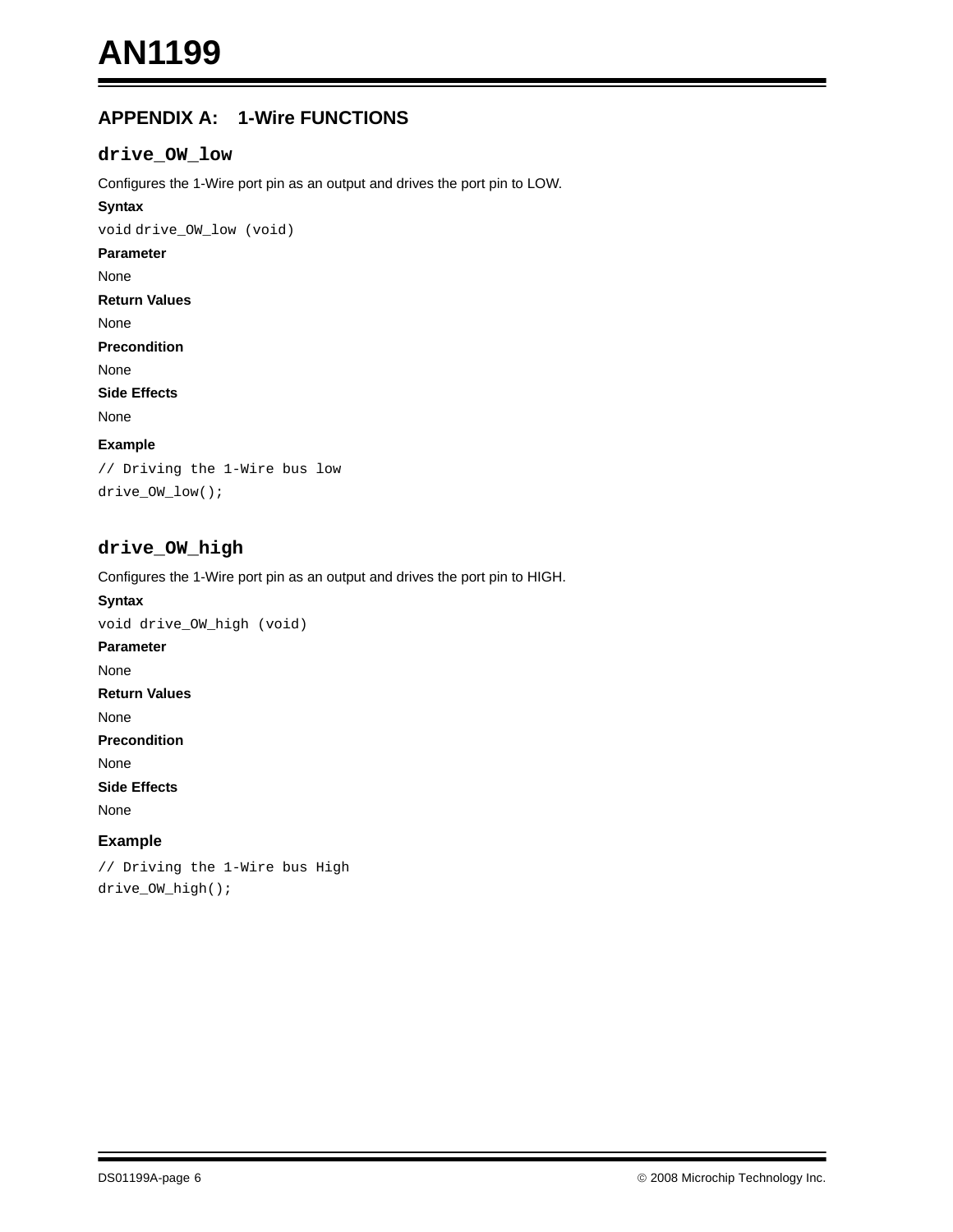## APPENDIX A: 1-Wire FUNCTIONS

### drive_OW_low

Configures the 1-Wire port pin as an output and drives the port pin to LOW.

**Syntax**

```
void drive_OW_low (void)
```

**Parameter**

None

**Return Values**

None

**Precondition**

None

**Side Effects**

None

**Example**

```
// Driving the 1-Wire bus low
drive_OW_low();
```

### drive_OW_high

Configures the 1-Wire port pin as an output and drives the port pin to HIGH.

**Syntax**

```
void drive_OW_high (void)
```

**Parameter**

None

**Return Values**

None

**Precondition**

None

**Side Effects**

None

**Example**

```
// Driving the 1-Wire bus High
drive_OW_high();
```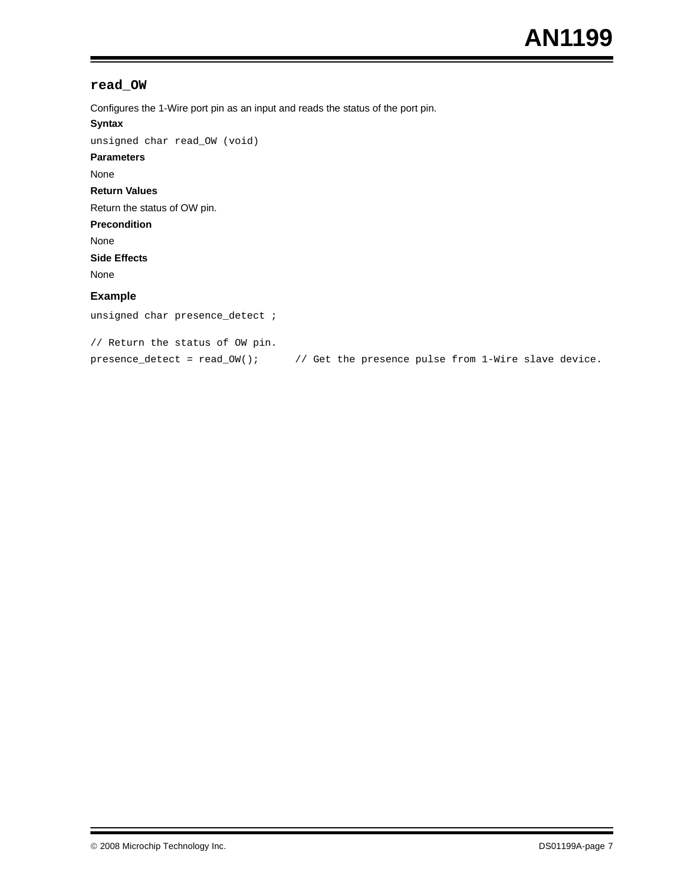## `read_OW`

Configures the 1-Wire port pin as an input and reads the status of the port pin.

**Syntax**

```
unsigned char read_OW (void)
```

**Parameters**

None

**Return Values**

Return the status of OW pin.

**Precondition**

None

**Side Effects**

None

### Example

```
unsigned char presence_detect ;

// Return the status of OW pin.
presence_detect = read_OW();      // Get the presence pulse from 1-Wire slave device.
```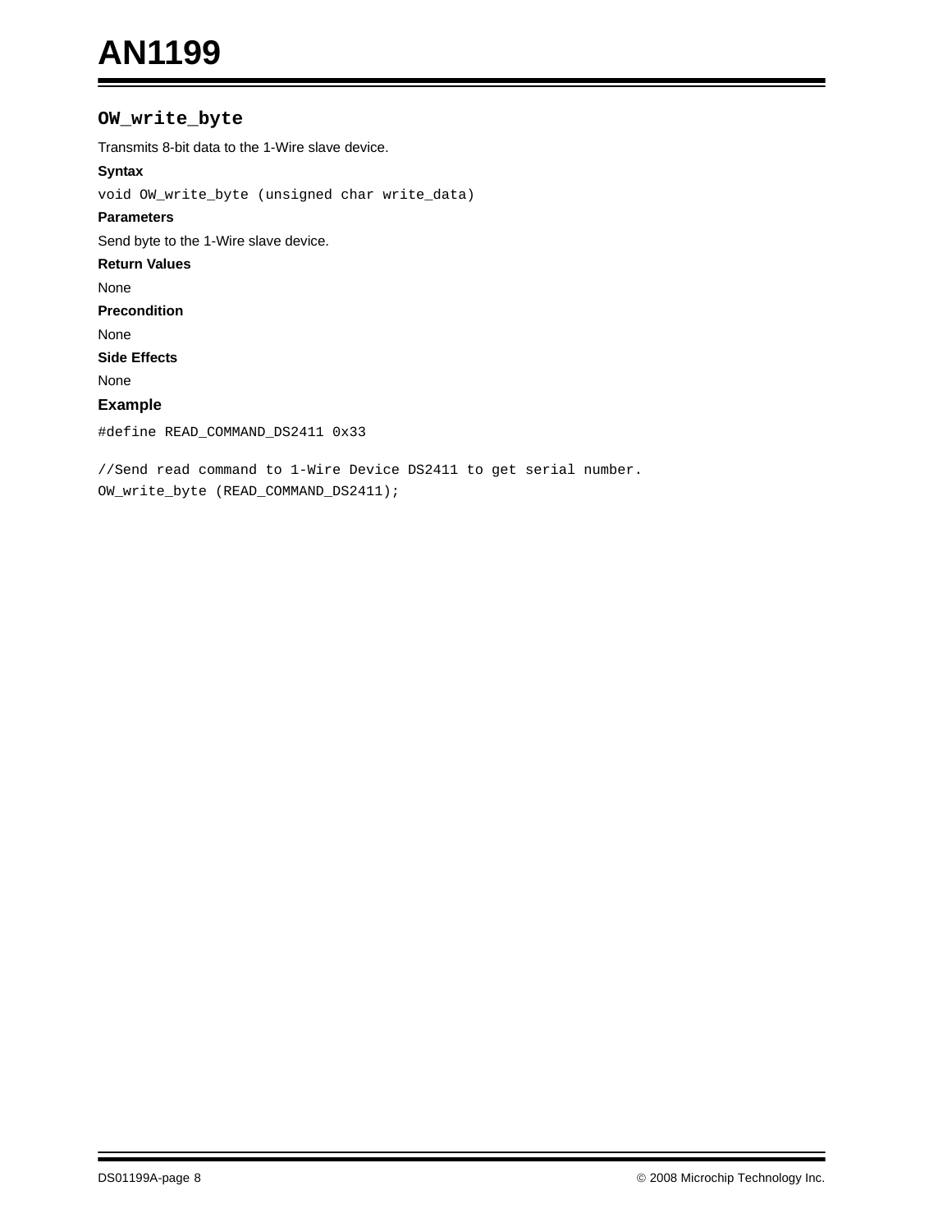### OW_write_byte

Transmits 8-bit data to the 1-Wire slave device.

**Syntax**

```
void OW_write_byte (unsigned char write_data)
```

**Parameters**

Send byte to the 1-Wire slave device.

**Return Values**

None

**Precondition**

None

**Side Effects**

None

**Example**

```
#define READ_COMMAND_DS2411 0x33

//Send read command to 1-Wire Device DS2411 to get serial number.
OW_write_byte (READ_COMMAND_DS2411);
```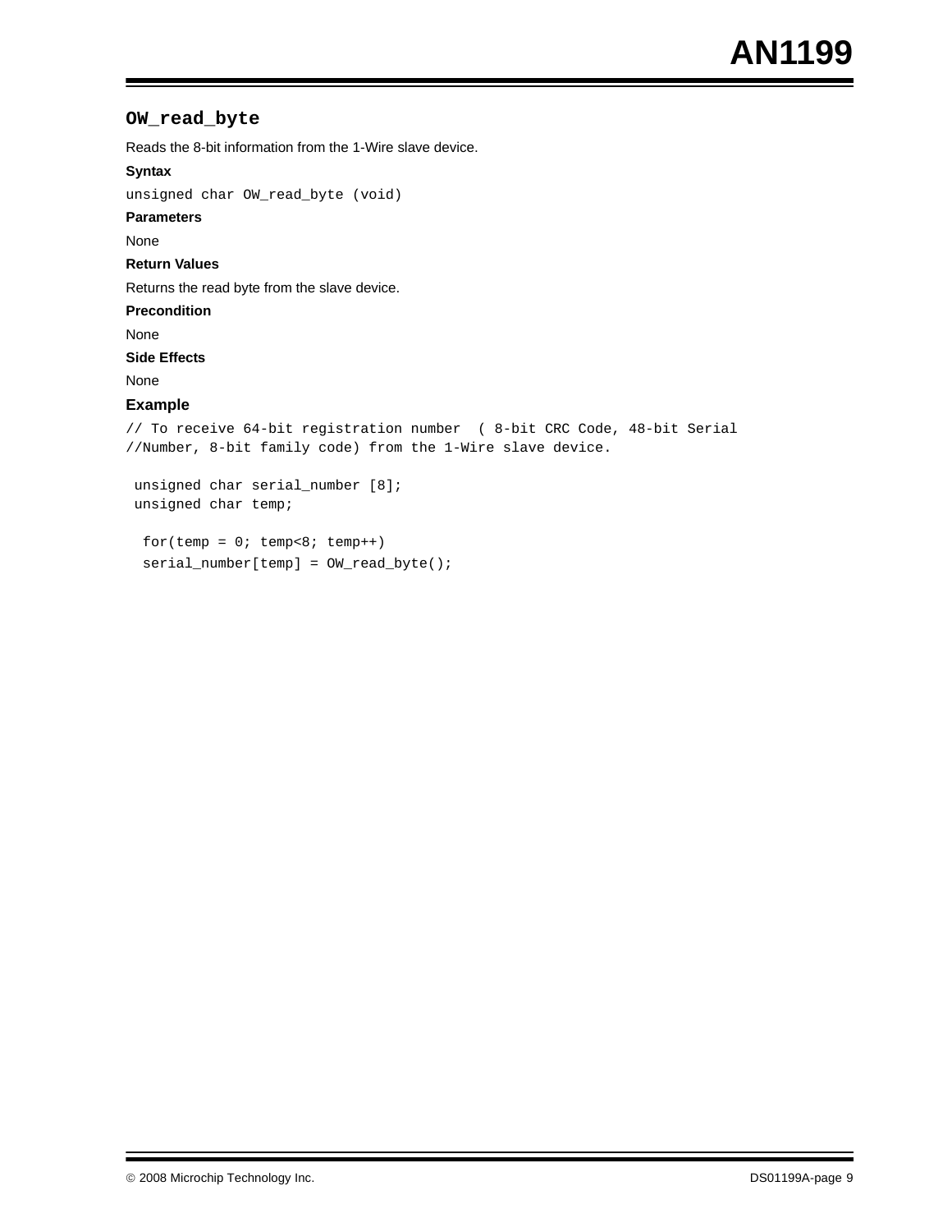## `OW_read_byte`

Reads the 8-bit information from the 1-Wire slave device.

**Syntax**

`unsigned char OW_read_byte (void)`

**Parameters**

None

**Return Values**

Returns the read byte from the slave device.

**Precondition**

None

**Side Effects**

None

**Example**

```
// To receive 64-bit registration number  ( 8-bit CRC Code, 48-bit Serial
//Number, 8-bit family code) from the 1-Wire slave device.

 unsigned char serial_number [8];
 unsigned char temp;

  for(temp = 0; temp<8; temp++)
  serial_number[temp] = OW_read_byte();
```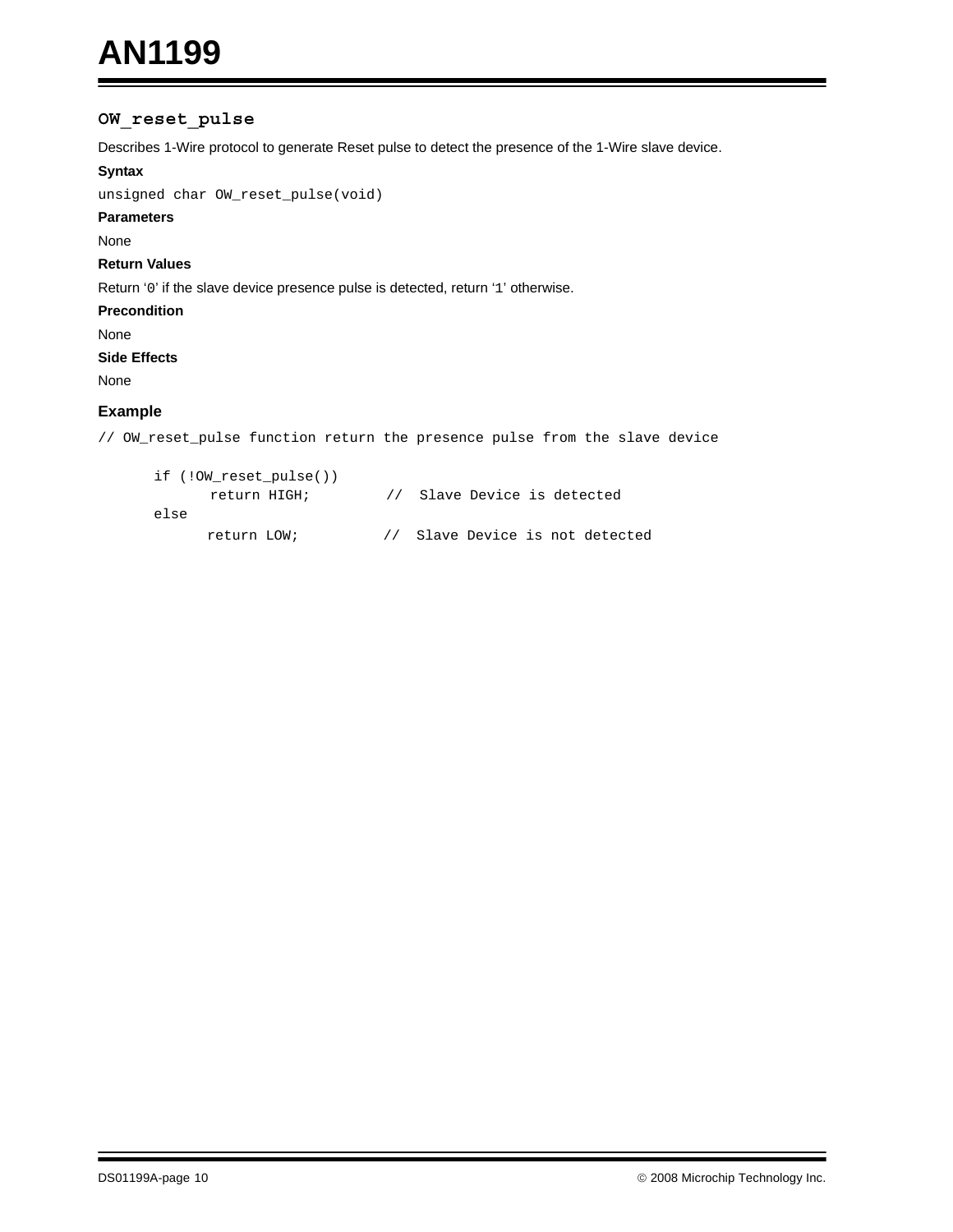### `OW_reset_pulse`

Describes 1-Wire protocol to generate Reset pulse to detect the presence of the 1-Wire slave device.

**Syntax**

```
unsigned char OW_reset_pulse(void)
```

**Parameters**

None

**Return Values**

Return '0' if the slave device presence pulse is detected, return '1' otherwise.

**Precondition**

None

**Side Effects**

None

### Example

```
// OW_reset_pulse function return the presence pulse from the slave device

      if (!OW_reset_pulse())
            return HIGH;         //  Slave Device is detected
      else
            return LOW;          //  Slave Device is not detected
```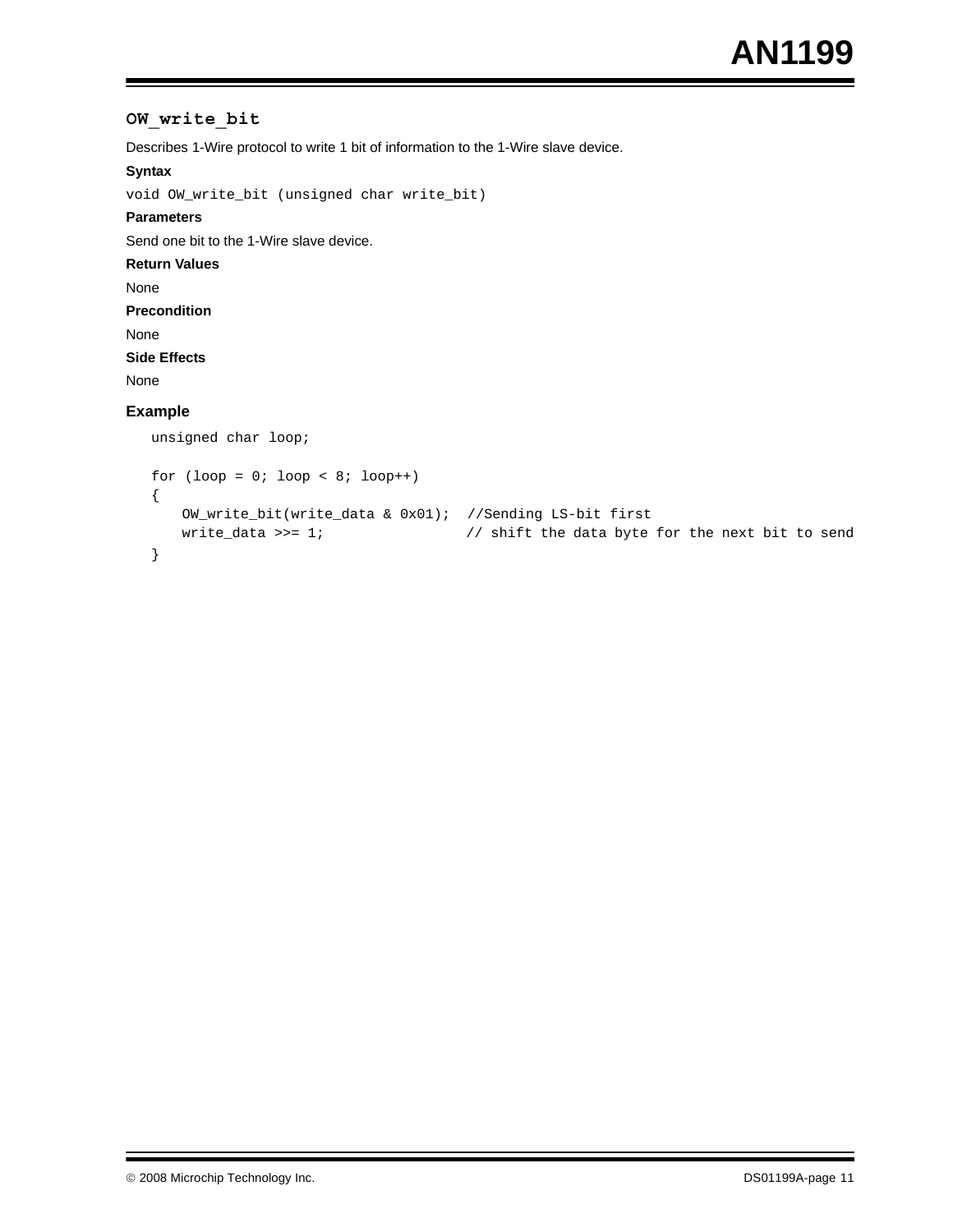## OW_write_bit

Describes 1-Wire protocol to write 1 bit of information to the 1-Wire slave device.

**Syntax**

```
void OW_write_bit (unsigned char write_bit)
```

**Parameters**

Send one bit to the 1-Wire slave device.

**Return Values**

None

**Precondition**

None

**Side Effects**

None

### Example

```
unsigned char loop;

for (loop = 0; loop < 8; loop++)
{
    OW_write_bit(write_data & 0x01);  //Sending LS-bit first
    write_data >>= 1;                // shift the data byte for the next bit to send
}
```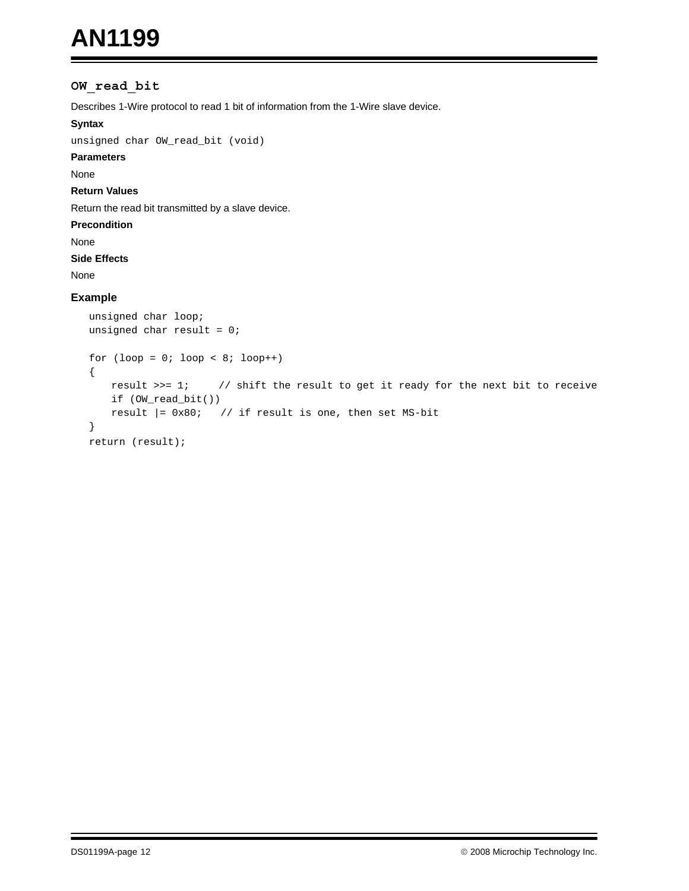### `OW_read_bit`

Describes 1-Wire protocol to read 1 bit of information from the 1-Wire slave device.

**Syntax**

`unsigned char OW_read_bit (void)`

**Parameters**

None

**Return Values**

Return the read bit transmitted by a slave device.

**Precondition**

None

**Side Effects**

None

#### Example

```
unsigned char loop;
unsigned char result = 0;

for (loop = 0; loop < 8; loop++)
{
    result >>= 1;     // shift the result to get it ready for the next bit to receive
    if (OW_read_bit())
    result |= 0x80;   // if result is one, then set MS-bit
}
return (result);
```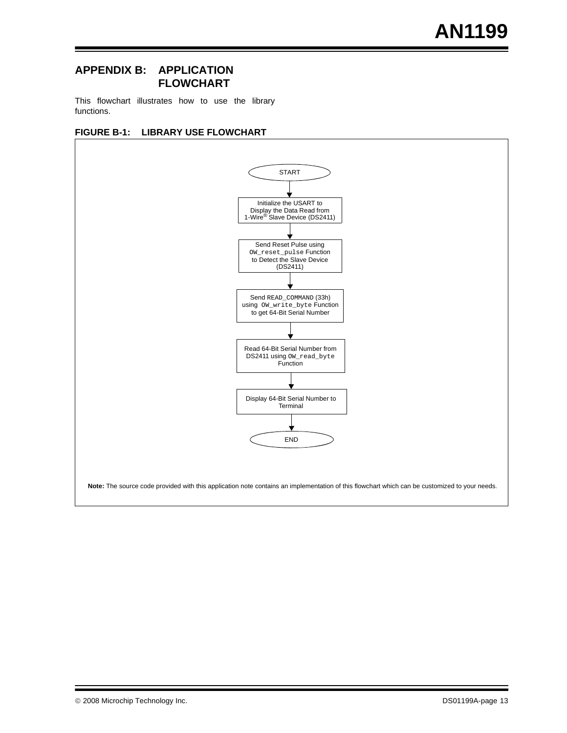## APPENDIX B: APPLICATION FLOWCHART

This flowchart illustrates how to use the library functions.

**FIGURE B-1: LIBRARY USE FLOWCHART**

START

↓

Initialize the USART to Display the Data Read from 1-Wire® Slave Device (DS2411)

↓

Send Reset Pulse using `OW_reset_pulse` Function to Detect the Slave Device (DS2411)

↓

Send `READ_COMMAND` (33h) using `OW_write_byte` Function to get 64-Bit Serial Number

↓

Read 64-Bit Serial Number from DS2411 using `OW_read_byte` Function

↓

Display 64-Bit Serial Number to Terminal

↓

END

**Note:** The source code provided with this application note contains an implementation of this flowchart which can be customized to your needs.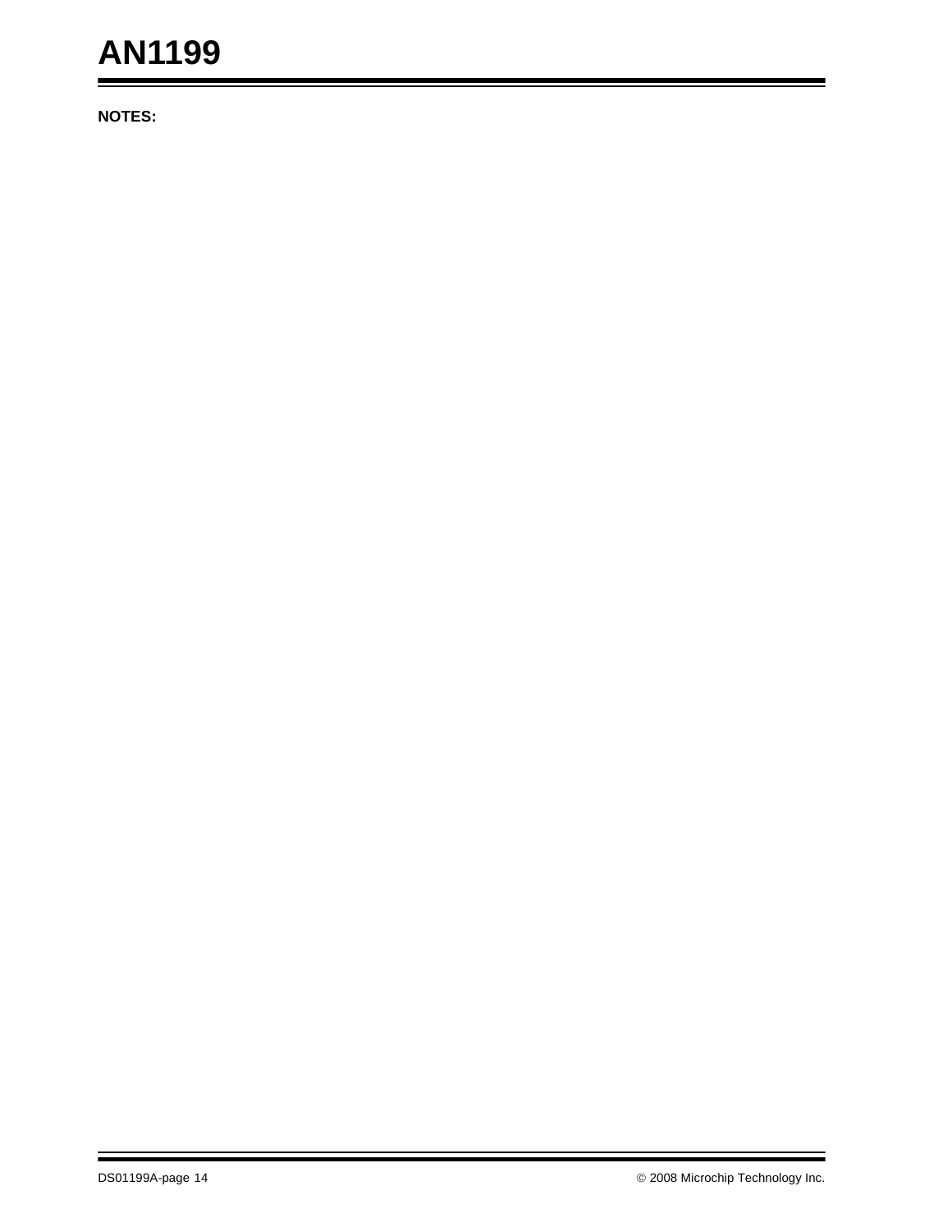**NOTES:**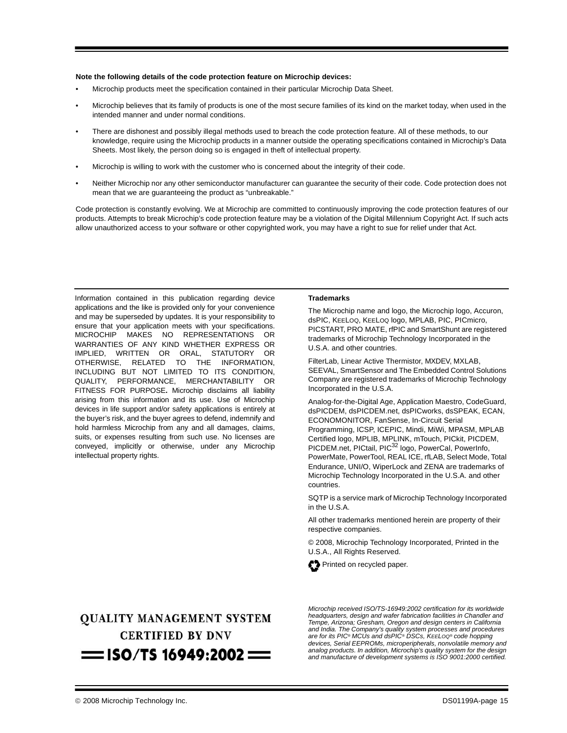**Note the following details of the code protection feature on Microchip devices:**

- Microchip products meet the specification contained in their particular Microchip Data Sheet.
- Microchip believes that its family of products is one of the most secure families of its kind on the market today, when used in the intended manner and under normal conditions.
- There are dishonest and possibly illegal methods used to breach the code protection feature. All of these methods, to our knowledge, require using the Microchip products in a manner outside the operating specifications contained in Microchip's Data Sheets. Most likely, the person doing so is engaged in theft of intellectual property.
- Microchip is willing to work with the customer who is concerned about the integrity of their code.
- Neither Microchip nor any other semiconductor manufacturer can guarantee the security of their code. Code protection does not mean that we are guaranteeing the product as "unbreakable."

Code protection is constantly evolving. We at Microchip are committed to continuously improving the code protection features of our products. Attempts to break Microchip's code protection feature may be a violation of the Digital Millennium Copyright Act. If such acts allow unauthorized access to your software or other copyrighted work, you may have a right to sue for relief under that Act.

Information contained in this publication regarding device applications and the like is provided only for your convenience and may be superseded by updates. It is your responsibility to ensure that your application meets with your specifications. MICROCHIP MAKES NO REPRESENTATIONS OR WARRANTIES OF ANY KIND WHETHER EXPRESS OR IMPLIED, WRITTEN OR ORAL, STATUTORY OR OTHERWISE, RELATED TO THE INFORMATION, INCLUDING BUT NOT LIMITED TO ITS CONDITION, QUALITY, PERFORMANCE, MERCHANTABILITY OR FITNESS FOR PURPOSE**.** Microchip disclaims all liability arising from this information and its use. Use of Microchip devices in life support and/or safety applications is entirely at the buyer's risk, and the buyer agrees to defend, indemnify and hold harmless Microchip from any and all damages, claims, suits, or expenses resulting from such use. No licenses are conveyed, implicitly or otherwise, under any Microchip intellectual property rights.

**Trademarks**

The Microchip name and logo, the Microchip logo, Accuron, dsPIC, KEELOQ, KEELOQ logo, MPLAB, PIC, PICmicro, PICSTART, PRO MATE, rfPIC and SmartShunt are registered trademarks of Microchip Technology Incorporated in the U.S.A. and other countries.

FilterLab, Linear Active Thermistor, MXDEV, MXLAB, SEEVAL, SmartSensor and The Embedded Control Solutions Company are registered trademarks of Microchip Technology Incorporated in the U.S.A.

Analog-for-the-Digital Age, Application Maestro, CodeGuard, dsPICDEM, dsPICDEM.net, dsPICworks, dsSPEAK, ECAN, ECONOMONITOR, FanSense, In-Circuit Serial Programming, ICSP, ICEPIC, Mindi, MiWi, MPASM, MPLAB Certified logo, MPLIB, MPLINK, mTouch, PICkit, PICDEM, PICDEM.net, PICtail, PIC$^{32}$ logo, PowerCal, PowerInfo, PowerMate, PowerTool, REAL ICE, rfLAB, Select Mode, Total Endurance, UNI/O, WiperLock and ZENA are trademarks of Microchip Technology Incorporated in the U.S.A. and other countries.

SQTP is a service mark of Microchip Technology Incorporated in the U.S.A.

All other trademarks mentioned herein are property of their respective companies.

© 2008, Microchip Technology Incorporated, Printed in the U.S.A., All Rights Reserved.

Printed on recycled paper.

QUALITY MANAGEMENT SYSTEM
CERTIFIED BY DNV
ISO/TS 16949:2002

*Microchip received ISO/TS-16949:2002 certification for its worldwide headquarters, design and wafer fabrication facilities in Chandler and Tempe, Arizona; Gresham, Oregon and design centers in California and India. The Company's quality system processes and procedures are for its PIC® MCUs and dsPIC® DSCs, KEELOQ® code hopping devices, Serial EEPROMs, microperipherals, nonvolatile memory and analog products. In addition, Microchip's quality system for the design and manufacture of development systems is ISO 9001:2000 certified.*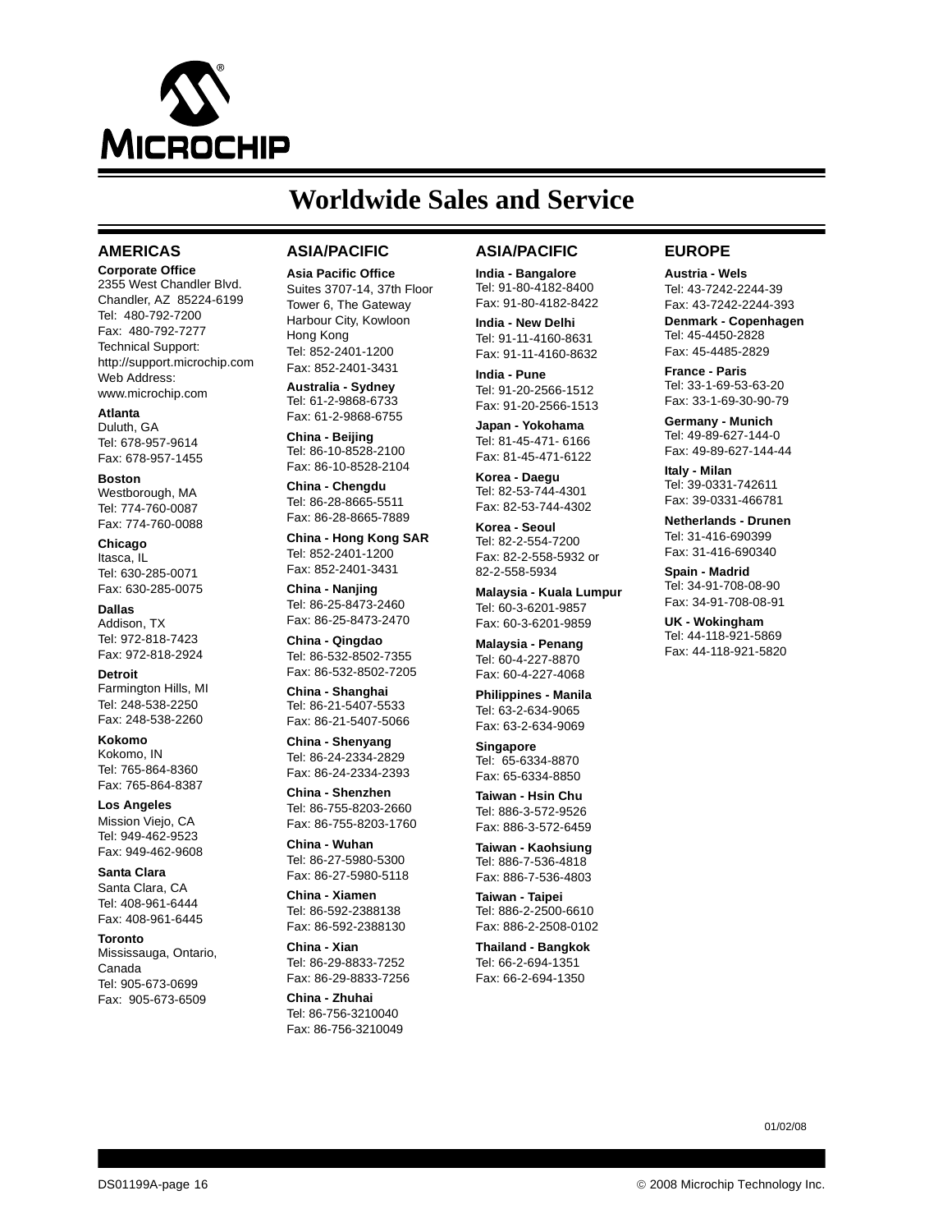# Worldwide Sales and Service

## AMERICAS

**Corporate Office**
2355 West Chandler Blvd.
Chandler, AZ 85224-6199
Tel: 480-792-7200
Fax: 480-792-7277
Technical Support:
http://support.microchip.com
Web Address:
www.microchip.com

**Atlanta**
Duluth, GA
Tel: 678-957-9614
Fax: 678-957-1455

**Boston**
Westborough, MA
Tel: 774-760-0087
Fax: 774-760-0088

**Chicago**
Itasca, IL
Tel: 630-285-0071
Fax: 630-285-0075

**Dallas**
Addison, TX
Tel: 972-818-7423
Fax: 972-818-2924

**Detroit**
Farmington Hills, MI
Tel: 248-538-2250
Fax: 248-538-2260

**Kokomo**
Kokomo, IN
Tel: 765-864-8360
Fax: 765-864-8387

**Los Angeles**
Mission Viejo, CA
Tel: 949-462-9523
Fax: 949-462-9608

**Santa Clara**
Santa Clara, CA
Tel: 408-961-6444
Fax: 408-961-6445

**Toronto**
Mississauga, Ontario,
Canada
Tel: 905-673-0699
Fax: 905-673-6509

## ASIA/PACIFIC

**Asia Pacific Office**
Suites 3707-14, 37th Floor
Tower 6, The Gateway
Harbour City, Kowloon
Hong Kong
Tel: 852-2401-1200
Fax: 852-2401-3431

**Australia - Sydney**
Tel: 61-2-9868-6733
Fax: 61-2-9868-6755

**China - Beijing**
Tel: 86-10-8528-2100
Fax: 86-10-8528-2104

**China - Chengdu**
Tel: 86-28-8665-5511
Fax: 86-28-8665-7889

**China - Hong Kong SAR**
Tel: 852-2401-1200
Fax: 852-2401-3431

**China - Nanjing**
Tel: 86-25-8473-2460
Fax: 86-25-8473-2470

**China - Qingdao**
Tel: 86-532-8502-7355
Fax: 86-532-8502-7205

**China - Shanghai**
Tel: 86-21-5407-5533
Fax: 86-21-5407-5066

**China - Shenyang**
Tel: 86-24-2334-2829
Fax: 86-24-2334-2393

**China - Shenzhen**
Tel: 86-755-8203-2660
Fax: 86-755-8203-1760

**China - Wuhan**
Tel: 86-27-5980-5300
Fax: 86-27-5980-5118

**China - Xiamen**
Tel: 86-592-2388138
Fax: 86-592-2388130

**China - Xian**
Tel: 86-29-8833-7252
Fax: 86-29-8833-7256

**China - Zhuhai**
Tel: 86-756-3210040
Fax: 86-756-3210049

## ASIA/PACIFIC

**India - Bangalore**
Tel: 91-80-4182-8400
Fax: 91-80-4182-8422

**India - New Delhi**
Tel: 91-11-4160-8631
Fax: 91-11-4160-8632

**India - Pune**
Tel: 91-20-2566-1512
Fax: 91-20-2566-1513

**Japan - Yokohama**
Tel: 81-45-471- 6166
Fax: 81-45-471-6122

**Korea - Daegu**
Tel: 82-53-744-4301
Fax: 82-53-744-4302

**Korea - Seoul**
Tel: 82-2-554-7200
Fax: 82-2-558-5932 or
82-2-558-5934

**Malaysia - Kuala Lumpur**
Tel: 60-3-6201-9857
Fax: 60-3-6201-9859

**Malaysia - Penang**
Tel: 60-4-227-8870
Fax: 60-4-227-4068

**Philippines - Manila**
Tel: 63-2-634-9065
Fax: 63-2-634-9069

**Singapore**
Tel: 65-6334-8870
Fax: 65-6334-8850

**Taiwan - Hsin Chu**
Tel: 886-3-572-9526
Fax: 886-3-572-6459

**Taiwan - Kaohsiung**
Tel: 886-7-536-4818
Fax: 886-7-536-4803

**Taiwan - Taipei**
Tel: 886-2-2500-6610
Fax: 886-2-2508-0102

**Thailand - Bangkok**
Tel: 66-2-694-1351
Fax: 66-2-694-1350

## EUROPE

**Austria - Wels**
Tel: 43-7242-2244-39
Fax: 43-7242-2244-393

**Denmark - Copenhagen**
Tel: 45-4450-2828
Fax: 45-4485-2829

**France - Paris**
Tel: 33-1-69-53-63-20
Fax: 33-1-69-30-90-79

**Germany - Munich**
Tel: 49-89-627-144-0
Fax: 49-89-627-144-44

**Italy - Milan**
Tel: 39-0331-742611
Fax: 39-0331-466781

**Netherlands - Drunen**
Tel: 31-416-690399
Fax: 31-416-690340

**Spain - Madrid**
Tel: 34-91-708-08-90
Fax: 34-91-708-08-91

**UK - Wokingham**
Tel: 44-118-921-5869
Fax: 44-118-921-5820

01/02/08